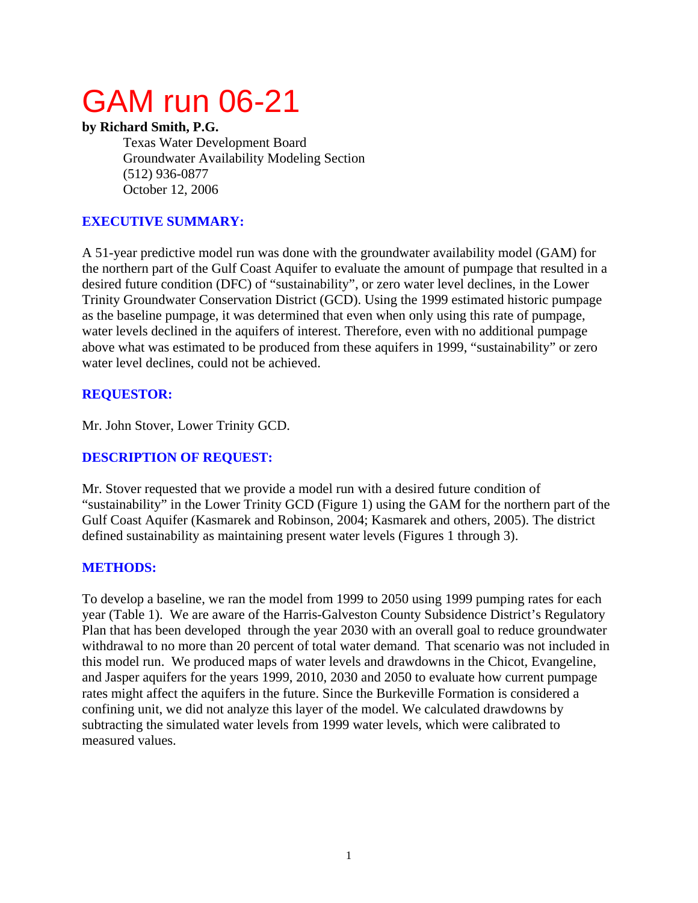# GAM run 06-21

**by Richard Smith, P.G.**

Texas Water Development Board
Groundwater Availability Modeling Section
(512) 936-0877
October 12, 2006

## EXECUTIVE SUMMARY:

A 51-year predictive model run was done with the groundwater availability model (GAM) for the northern part of the Gulf Coast Aquifer to evaluate the amount of pumpage that resulted in a desired future condition (DFC) of "sustainability", or zero water level declines, in the Lower Trinity Groundwater Conservation District (GCD). Using the 1999 estimated historic pumpage as the baseline pumpage, it was determined that even when only using this rate of pumpage, water levels declined in the aquifers of interest. Therefore, even with no additional pumpage above what was estimated to be produced from these aquifers in 1999, "sustainability" or zero water level declines, could not be achieved.

## REQUESTOR:

Mr. John Stover, Lower Trinity GCD.

## DESCRIPTION OF REQUEST:

Mr. Stover requested that we provide a model run with a desired future condition of "sustainability" in the Lower Trinity GCD (Figure 1) using the GAM for the northern part of the Gulf Coast Aquifer (Kasmarek and Robinson, 2004; Kasmarek and others, 2005). The district defined sustainability as maintaining present water levels (Figures 1 through 3).

## METHODS:

To develop a baseline, we ran the model from 1999 to 2050 using 1999 pumping rates for each year (Table 1). We are aware of the Harris-Galveston County Subsidence District's Regulatory Plan that has been developed through the year 2030 with an overall goal to reduce groundwater withdrawal to no more than 20 percent of total water demand. That scenario was not included in this model run. We produced maps of water levels and drawdowns in the Chicot, Evangeline, and Jasper aquifers for the years 1999, 2010, 2030 and 2050 to evaluate how current pumpage rates might affect the aquifers in the future. Since the Burkeville Formation is considered a confining unit, we did not analyze this layer of the model. We calculated drawdowns by subtracting the simulated water levels from 1999 water levels, which were calibrated to measured values.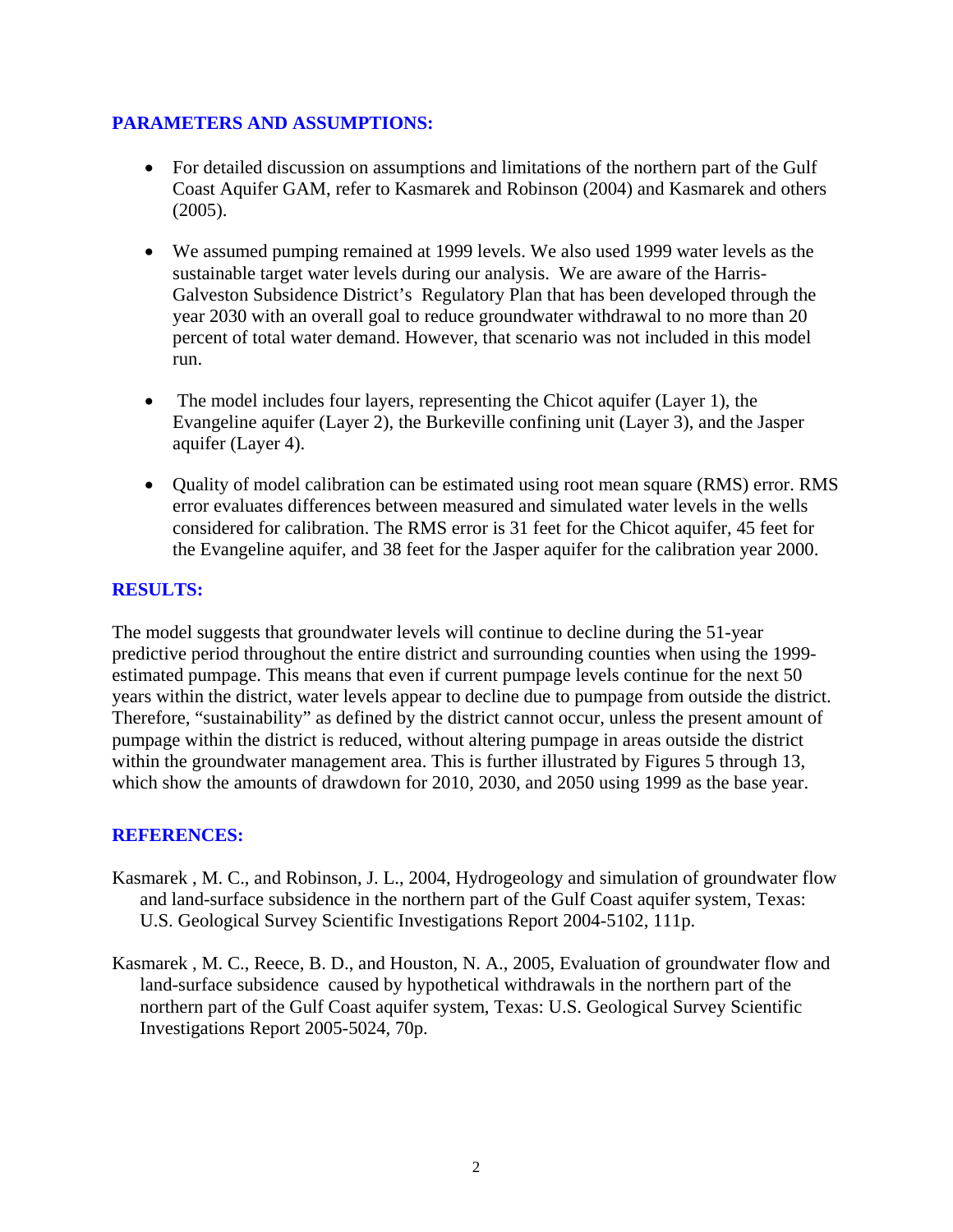## PARAMETERS AND ASSUMPTIONS:

- For detailed discussion on assumptions and limitations of the northern part of the Gulf Coast Aquifer GAM, refer to Kasmarek and Robinson (2004) and Kasmarek and others (2005).

- We assumed pumping remained at 1999 levels. We also used 1999 water levels as the sustainable target water levels during our analysis. We are aware of the Harris-Galveston Subsidence District's Regulatory Plan that has been developed through the year 2030 with an overall goal to reduce groundwater withdrawal to no more than 20 percent of total water demand. However, that scenario was not included in this model run.

- The model includes four layers, representing the Chicot aquifer (Layer 1), the Evangeline aquifer (Layer 2), the Burkeville confining unit (Layer 3), and the Jasper aquifer (Layer 4).

- Quality of model calibration can be estimated using root mean square (RMS) error. RMS error evaluates differences between measured and simulated water levels in the wells considered for calibration. The RMS error is 31 feet for the Chicot aquifer, 45 feet for the Evangeline aquifer, and 38 feet for the Jasper aquifer for the calibration year 2000.

## RESULTS:

The model suggests that groundwater levels will continue to decline during the 51-year predictive period throughout the entire district and surrounding counties when using the 1999-estimated pumpage. This means that even if current pumpage levels continue for the next 50 years within the district, water levels appear to decline due to pumpage from outside the district. Therefore, "sustainability" as defined by the district cannot occur, unless the present amount of pumpage within the district is reduced, without altering pumpage in areas outside the district within the groundwater management area. This is further illustrated by Figures 5 through 13, which show the amounts of drawdown for 2010, 2030, and 2050 using 1999 as the base year.

## REFERENCES:

Kasmarek , M. C., and Robinson, J. L., 2004, Hydrogeology and simulation of groundwater flow and land-surface subsidence in the northern part of the Gulf Coast aquifer system, Texas: U.S. Geological Survey Scientific Investigations Report 2004-5102, 111p.

Kasmarek , M. C., Reece, B. D., and Houston, N. A., 2005, Evaluation of groundwater flow and land-surface subsidence caused by hypothetical withdrawals in the northern part of the northern part of the Gulf Coast aquifer system, Texas: U.S. Geological Survey Scientific Investigations Report 2005-5024, 70p.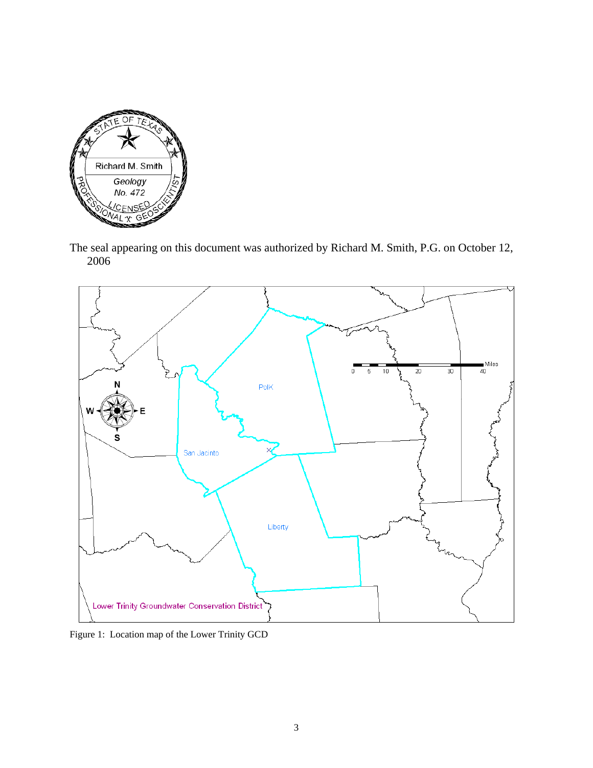The seal appearing on this document was authorized by Richard M. Smith, P.G. on October 12, 2006

Figure 1: Location map of the Lower Trinity GCD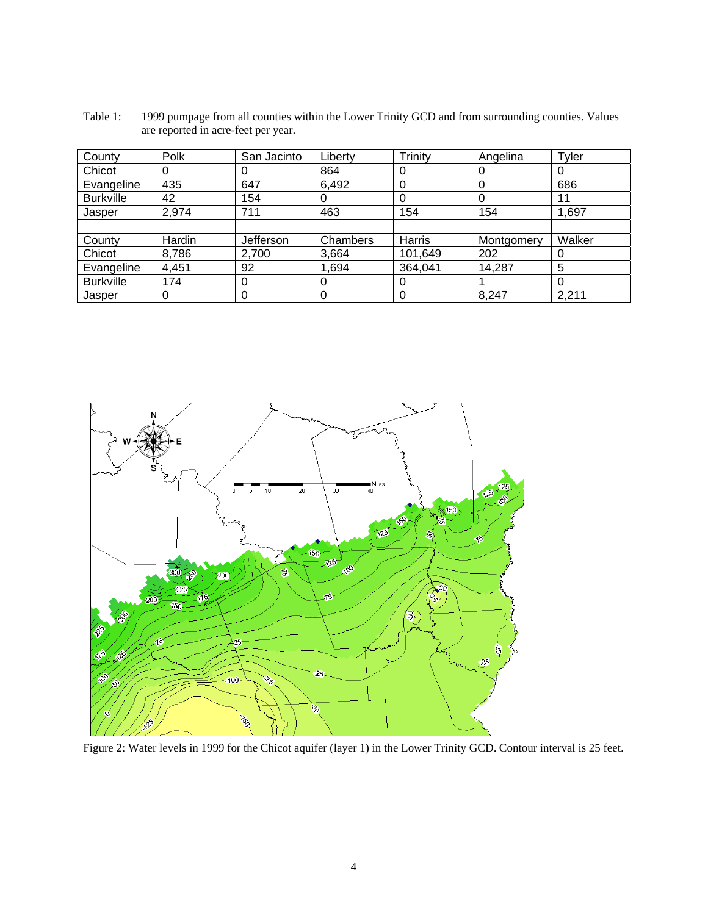Table 1: 1999 pumpage from all counties within the Lower Trinity GCD and from surrounding counties. Values are reported in acre-feet per year.

| County | Polk | San Jacinto | Liberty | Trinity | Angelina | Tyler |
|---|---|---|---|---|---|---|
| Chicot | 0 | 0 | 864 | 0 | 0 | 0 |
| Evangeline | 435 | 647 | 6,492 | 0 | 0 | 686 |
| Burkville | 42 | 154 | 0 | 0 | 0 | 11 |
| Jasper | 2,974 | 711 | 463 | 154 | 154 | 1,697 |
| | | | | | | |
| County | Hardin | Jefferson | Chambers | Harris | Montgomery | Walker |
| Chicot | 8,786 | 2,700 | 3,664 | 101,649 | 202 | 0 |
| Evangeline | 4,451 | 92 | 1,694 | 364,041 | 14,287 | 5 |
| Burkville | 174 | 0 | 0 | 0 | 1 | 0 |
| Jasper | 0 | 0 | 0 | 0 | 8,247 | 2,211 |

Figure 2: Water levels in 1999 for the Chicot aquifer (layer 1) in the Lower Trinity GCD. Contour interval is 25 feet.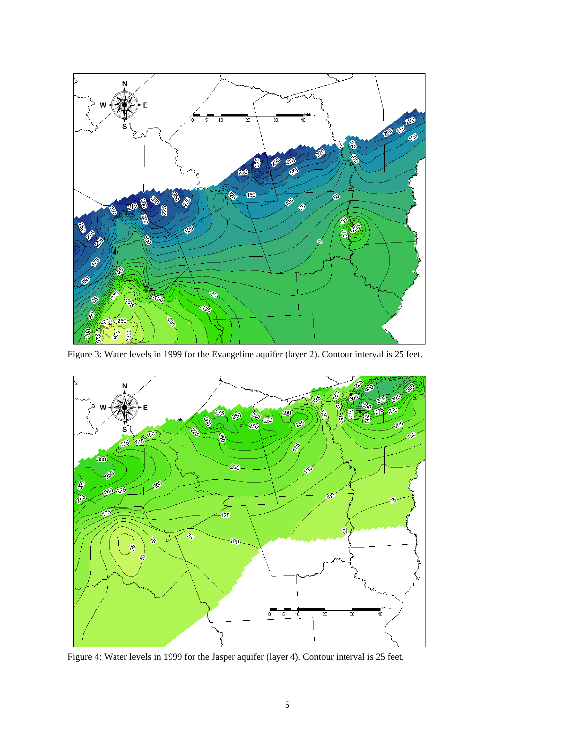Figure 3: Water levels in 1999 for the Evangeline aquifer (layer 2). Contour interval is 25 feet.

Figure 4: Water levels in 1999 for the Jasper aquifer (layer 4). Contour interval is 25 feet.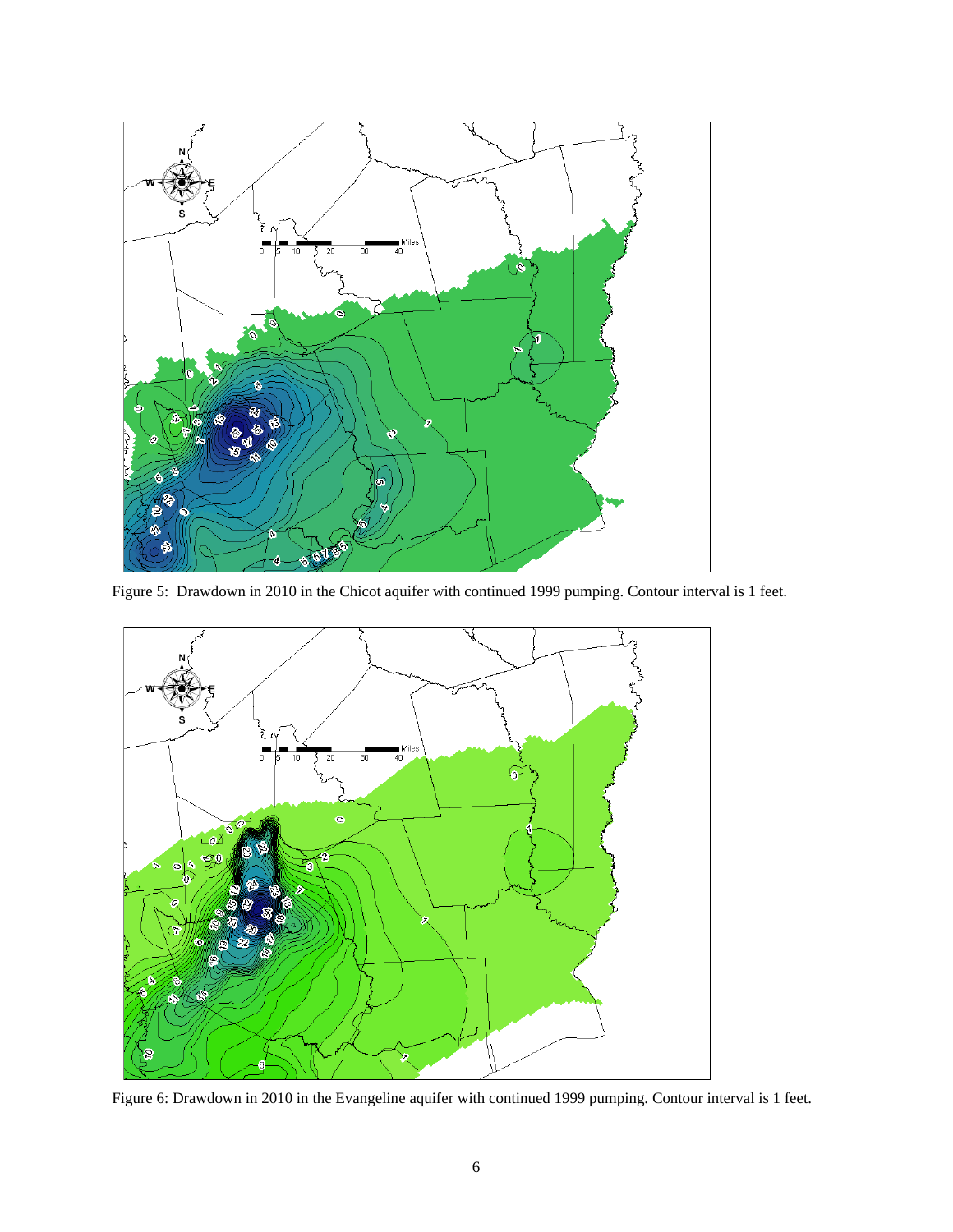Figure 5: Drawdown in 2010 in the Chicot aquifer with continued 1999 pumping. Contour interval is 1 feet.

Figure 6: Drawdown in 2010 in the Evangeline aquifer with continued 1999 pumping. Contour interval is 1 feet.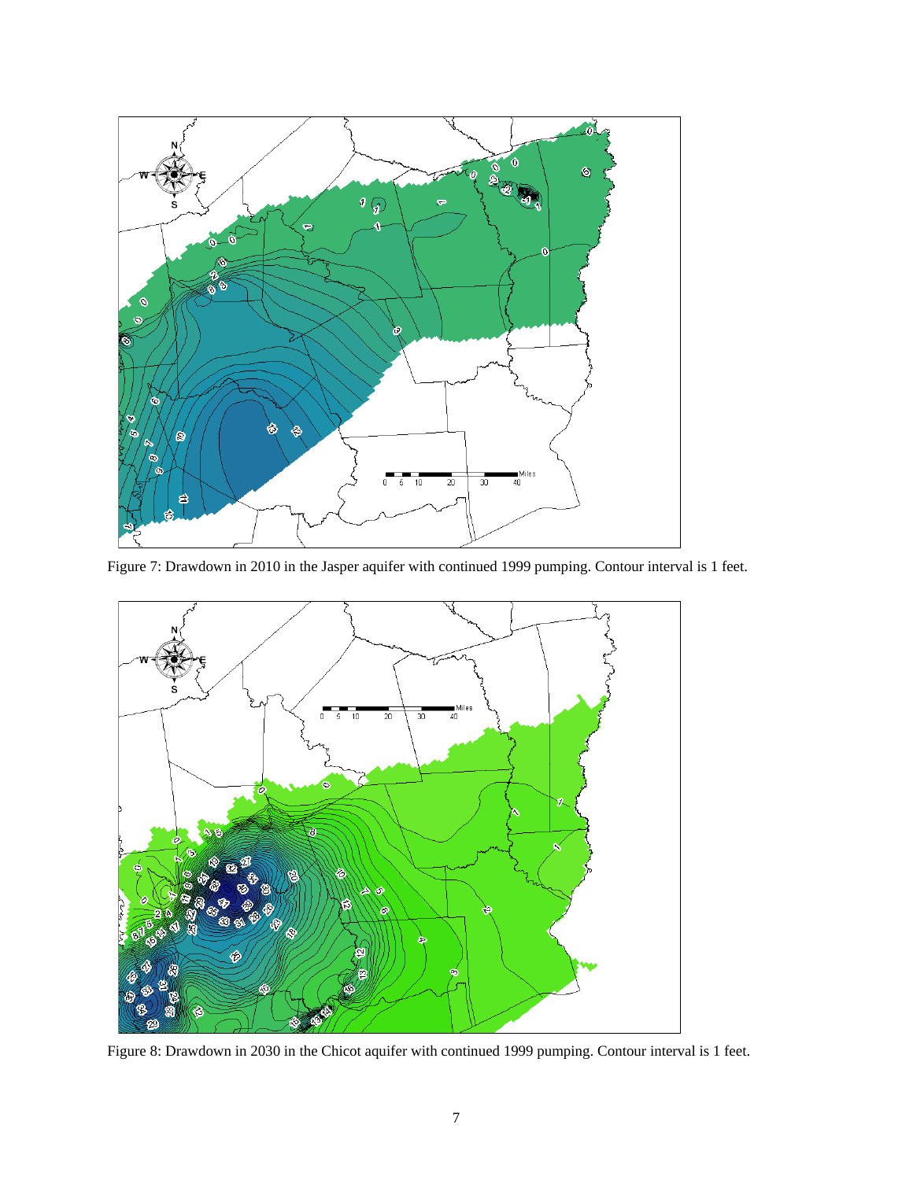Figure 7: Drawdown in 2010 in the Jasper aquifer with continued 1999 pumping. Contour interval is 1 feet.

Figure 8: Drawdown in 2030 in the Chicot aquifer with continued 1999 pumping. Contour interval is 1 feet.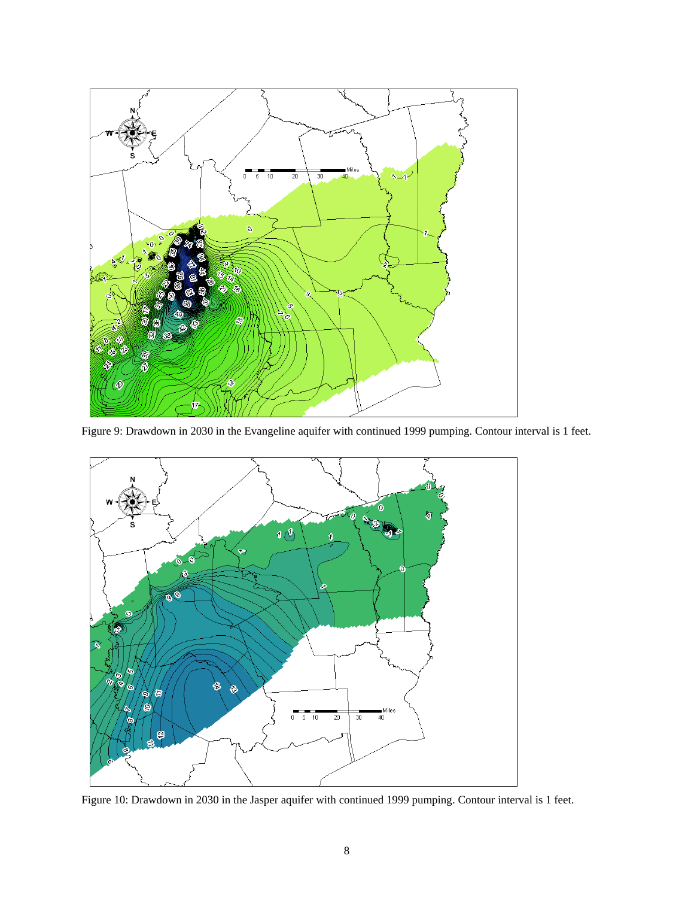Figure 9: Drawdown in 2030 in the Evangeline aquifer with continued 1999 pumping. Contour interval is 1 feet.

Figure 10: Drawdown in 2030 in the Jasper aquifer with continued 1999 pumping. Contour interval is 1 feet.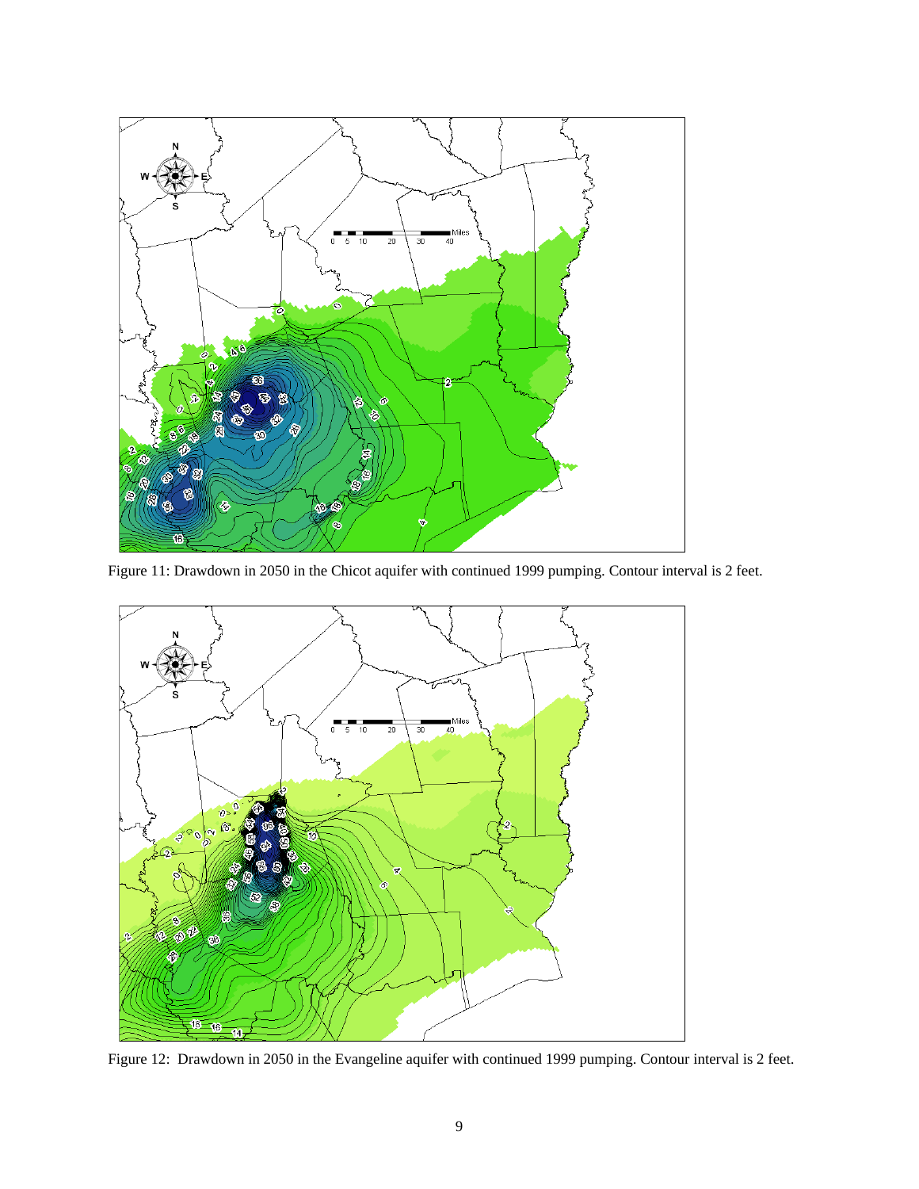Figure 11: Drawdown in 2050 in the Chicot aquifer with continued 1999 pumping. Contour interval is 2 feet.

Figure 12: Drawdown in 2050 in the Evangeline aquifer with continued 1999 pumping. Contour interval is 2 feet.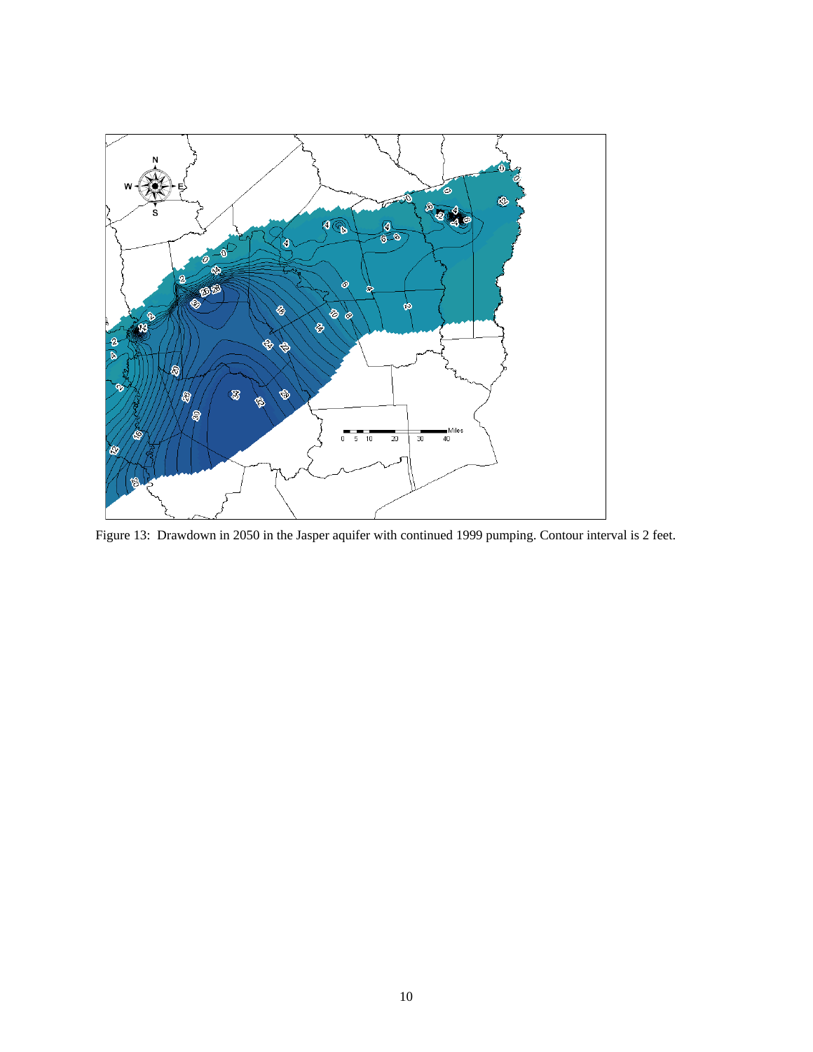N

W

E

S

Miles

0 5 10 20 30 40

Figure 13: Drawdown in 2050 in the Jasper aquifer with continued 1999 pumping. Contour interval is 2 feet.